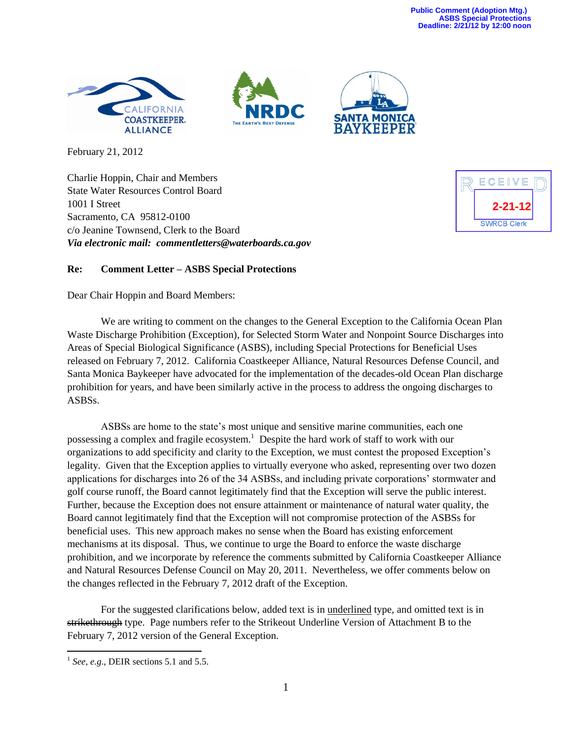Public Comment (Adoption Mtg.)
ASBS Special Protections
Deadline: 2/21/12 by 12:00 noon

RECEIVED
2-21-12
SWRCB Clerk

February 21, 2012

Charlie Hoppin, Chair and Members
State Water Resources Control Board
1001 I Street
Sacramento, CA 95812-0100
c/o Jeanine Townsend, Clerk to the Board
***Via electronic mail: commentletters@waterboards.ca.gov***

**Re: Comment Letter – ASBS Special Protections**

Dear Chair Hoppin and Board Members:

We are writing to comment on the changes to the General Exception to the California Ocean Plan Waste Discharge Prohibition (Exception), for Selected Storm Water and Nonpoint Source Discharges into Areas of Special Biological Significance (ASBS), including Special Protections for Beneficial Uses released on February 7, 2012. California Coastkeeper Alliance, Natural Resources Defense Council, and Santa Monica Baykeeper have advocated for the implementation of the decades-old Ocean Plan discharge prohibition for years, and have been similarly active in the process to address the ongoing discharges to ASBSs.

ASBSs are home to the state's most unique and sensitive marine communities, each one possessing a complex and fragile ecosystem.[1] Despite the hard work of staff to work with our organizations to add specificity and clarity to the Exception, we must contest the proposed Exception's legality. Given that the Exception applies to virtually everyone who asked, representing over two dozen applications for discharges into 26 of the 34 ASBSs, and including private corporations' stormwater and golf course runoff, the Board cannot legitimately find that the Exception will serve the public interest. Further, because the Exception does not ensure attainment or maintenance of natural water quality, the Board cannot legitimately find that the Exception will not compromise protection of the ASBSs for beneficial uses. This new approach makes no sense when the Board has existing enforcement mechanisms at its disposal. Thus, we continue to urge the Board to enforce the waste discharge prohibition, and we incorporate by reference the comments submitted by California Coastkeeper Alliance and Natural Resources Defense Council on May 20, 2011. Nevertheless, we offer comments below on the changes reflected in the February 7, 2012 draft of the Exception.

For the suggested clarifications below, added text is in <u>underlined</u> type, and omitted text is in ~~strikethrough~~ type. Page numbers refer to the Strikeout Underline Version of Attachment B to the February 7, 2012 version of the General Exception.

---

[1] *See, e.g.*, DEIR sections 5.1 and 5.5.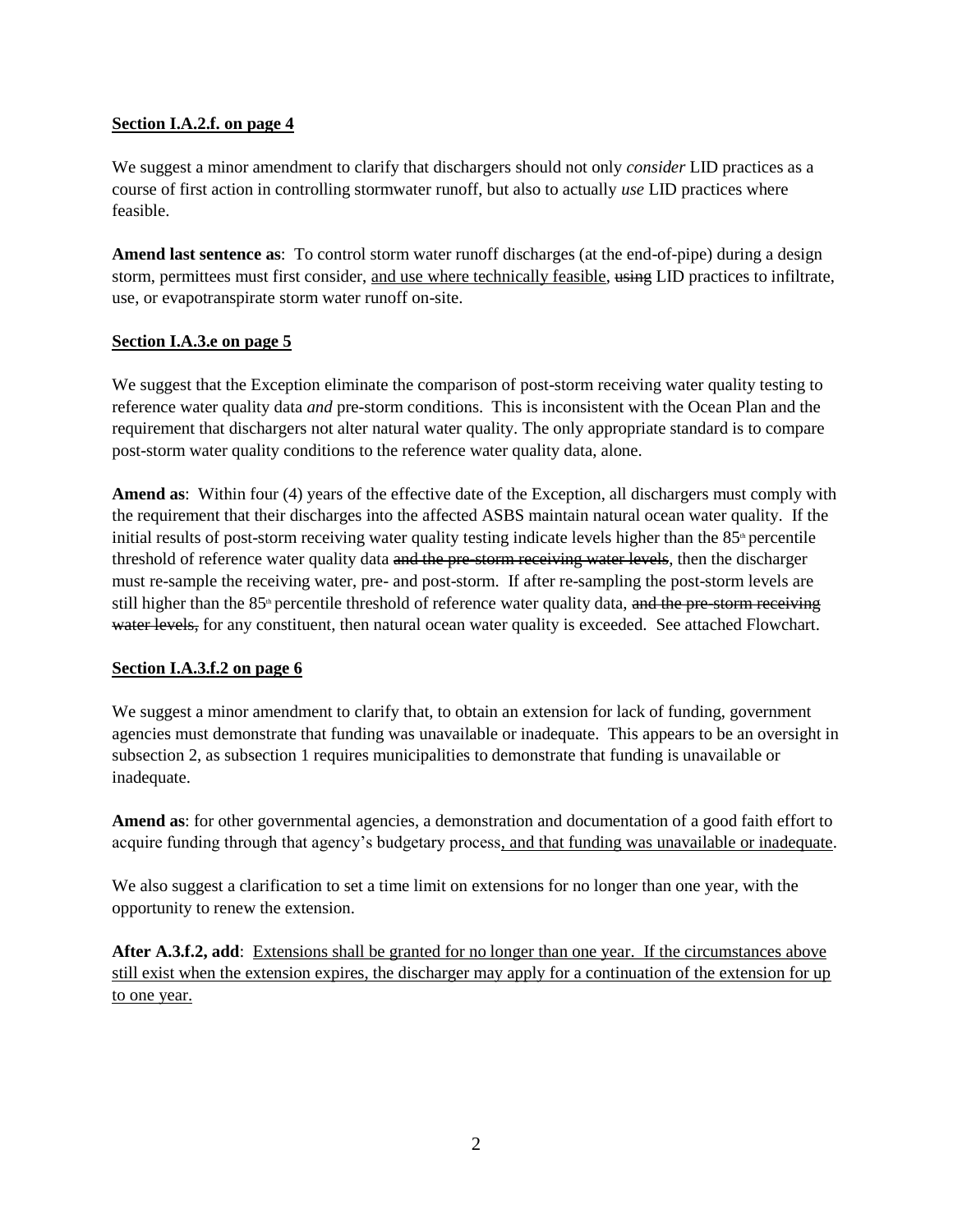**Section I.A.2.f. on page 4**

We suggest a minor amendment to clarify that dischargers should not only *consider* LID practices as a course of first action in controlling stormwater runoff, but also to actually *use* LID practices where feasible.

**Amend last sentence as**: To control storm water runoff discharges (at the end-of-pipe) during a design storm, permittees must first consider, <u>and use where technically feasible</u>, ~~using~~ LID practices to infiltrate, use, or evapotranspirate storm water runoff on-site.

**Section I.A.3.e on page 5**

We suggest that the Exception eliminate the comparison of post-storm receiving water quality testing to reference water quality data *and* pre-storm conditions. This is inconsistent with the Ocean Plan and the requirement that dischargers not alter natural water quality. The only appropriate standard is to compare post-storm water quality conditions to the reference water quality data, alone.

**Amend as**: Within four (4) years of the effective date of the Exception, all dischargers must comply with the requirement that their discharges into the affected ASBS maintain natural ocean water quality. If the initial results of post-storm receiving water quality testing indicate levels higher than the 85th percentile threshold of reference water quality data ~~and the pre-storm receiving water levels~~, then the discharger must re-sample the receiving water, pre- and post-storm. If after re-sampling the post-storm levels are still higher than the 85th percentile threshold of reference water quality data, ~~and the pre-storm receiving water levels,~~ for any constituent, then natural ocean water quality is exceeded. See attached Flowchart.

**Section I.A.3.f.2 on page 6**

We suggest a minor amendment to clarify that, to obtain an extension for lack of funding, government agencies must demonstrate that funding was unavailable or inadequate. This appears to be an oversight in subsection 2, as subsection 1 requires municipalities to demonstrate that funding is unavailable or inadequate.

**Amend as**: for other governmental agencies, a demonstration and documentation of a good faith effort to acquire funding through that agency's budgetary process<u>, and that funding was unavailable or inadequate</u>.

We also suggest a clarification to set a time limit on extensions for no longer than one year, with the opportunity to renew the extension.

**After A.3.f.2, add**: <u>Extensions shall be granted for no longer than one year. If the circumstances above still exist when the extension expires, the discharger may apply for a continuation of the extension for up to one year.</u>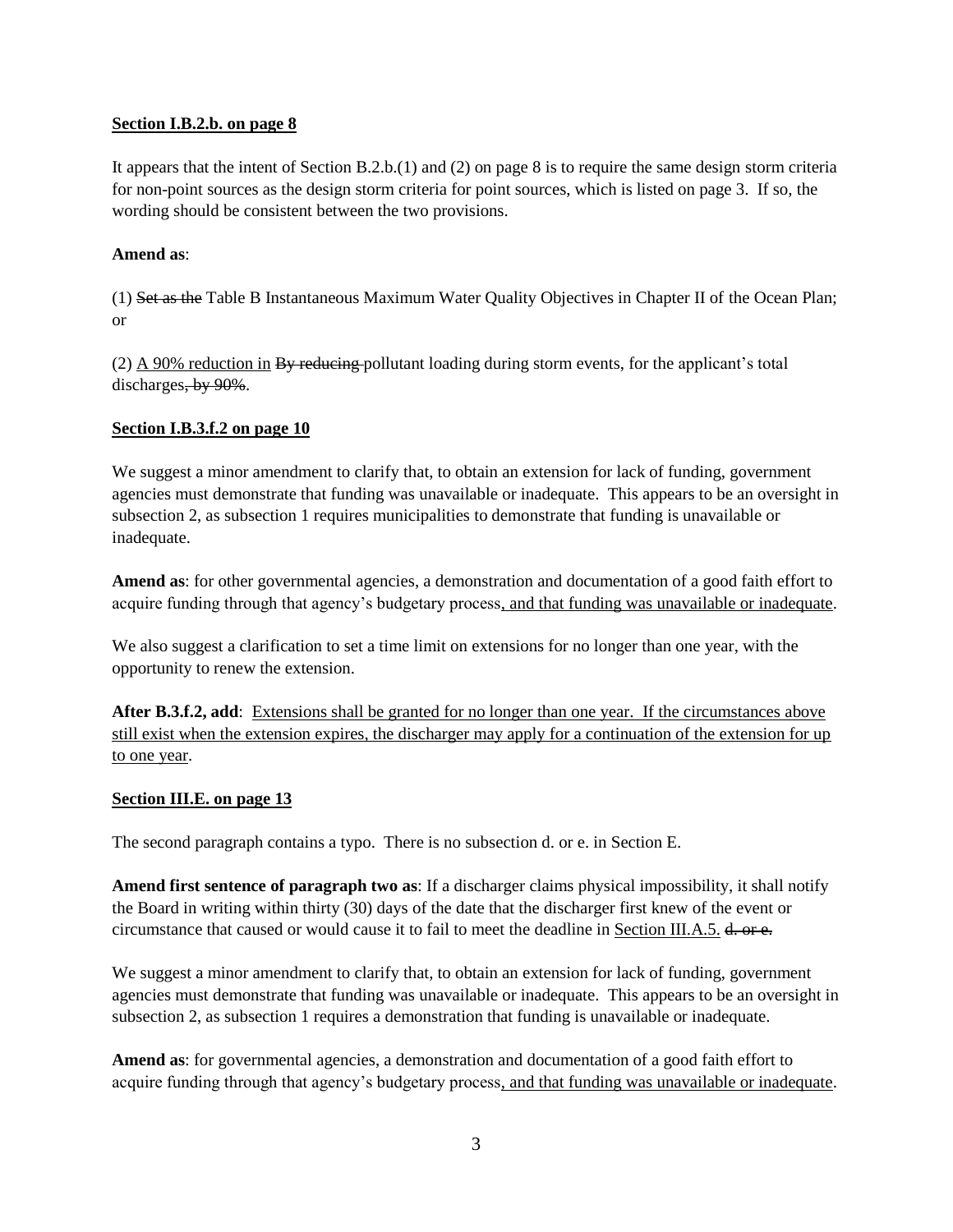**Section I.B.2.b. on page 8**

It appears that the intent of Section B.2.b.(1) and (2) on page 8 is to require the same design storm criteria for non-point sources as the design storm criteria for point sources, which is listed on page 3. If so, the wording should be consistent between the two provisions.

**Amend as**:

(1) ~~Set as the~~ Table B Instantaneous Maximum Water Quality Objectives in Chapter II of the Ocean Plan; or

(2) <u>A 90% reduction in</u> ~~By reducing~~ pollutant loading during storm events, for the applicant's total discharges~~, by 90%~~.

**Section I.B.3.f.2 on page 10**

We suggest a minor amendment to clarify that, to obtain an extension for lack of funding, government agencies must demonstrate that funding was unavailable or inadequate. This appears to be an oversight in subsection 2, as subsection 1 requires municipalities to demonstrate that funding is unavailable or inadequate.

**Amend as**: for other governmental agencies, a demonstration and documentation of a good faith effort to acquire funding through that agency's budgetary process<u>, and that funding was unavailable or inadequate</u>.

We also suggest a clarification to set a time limit on extensions for no longer than one year, with the opportunity to renew the extension.

**After B.3.f.2, add**: <u>Extensions shall be granted for no longer than one year. If the circumstances above still exist when the extension expires, the discharger may apply for a continuation of the extension for up to one year</u>.

**Section III.E. on page 13**

The second paragraph contains a typo. There is no subsection d. or e. in Section E.

**Amend first sentence of paragraph two as**: If a discharger claims physical impossibility, it shall notify the Board in writing within thirty (30) days of the date that the discharger first knew of the event or circumstance that caused or would cause it to fail to meet the deadline in <u>Section III.A.5.</u> ~~d. or e.~~

We suggest a minor amendment to clarify that, to obtain an extension for lack of funding, government agencies must demonstrate that funding was unavailable or inadequate. This appears to be an oversight in subsection 2, as subsection 1 requires a demonstration that funding is unavailable or inadequate.

**Amend as**: for governmental agencies, a demonstration and documentation of a good faith effort to acquire funding through that agency's budgetary process<u>, and that funding was unavailable or inadequate</u>.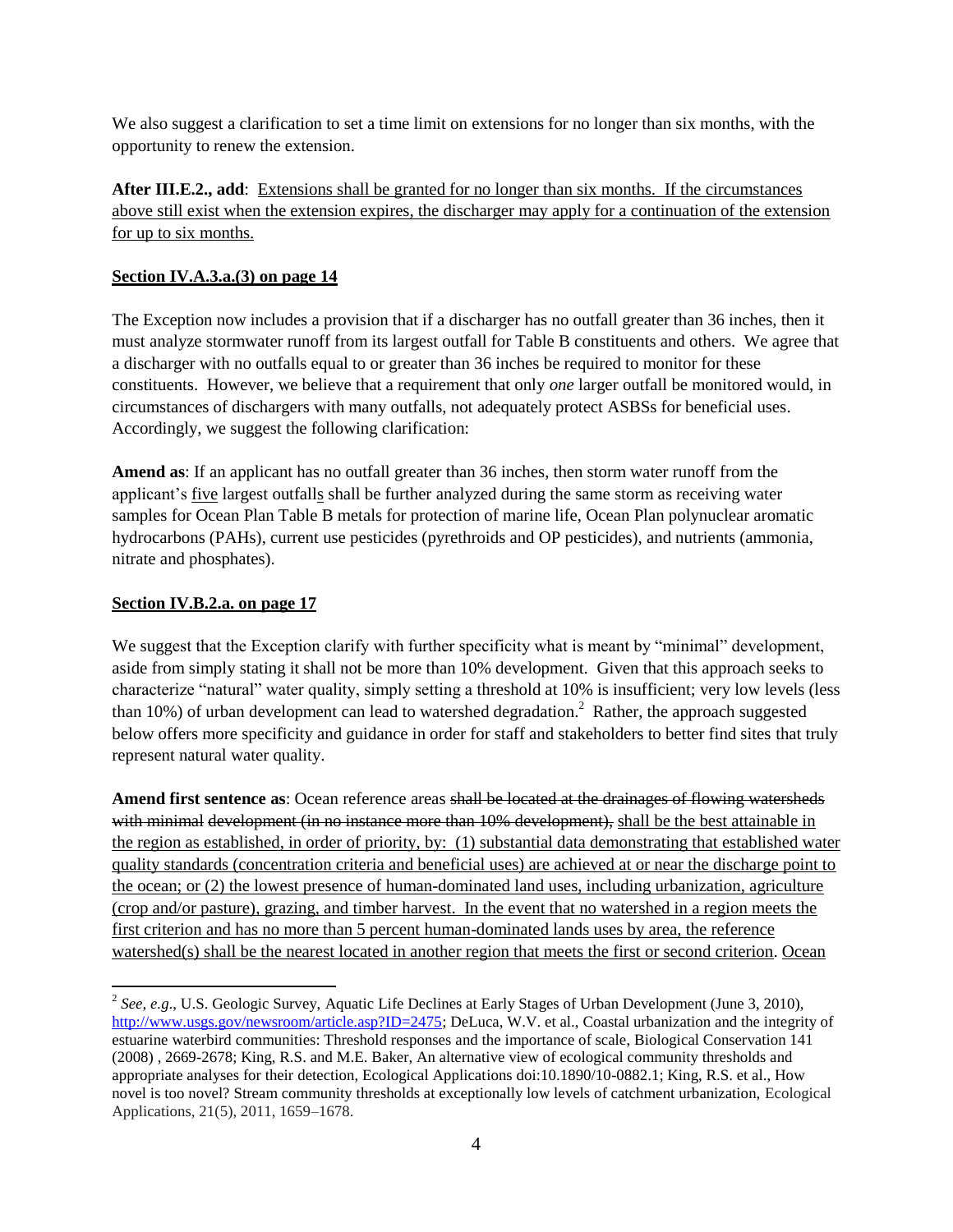We also suggest a clarification to set a time limit on extensions for no longer than six months, with the opportunity to renew the extension.

**After III.E.2., add**: <u>Extensions shall be granted for no longer than six months. If the circumstances above still exist when the extension expires, the discharger may apply for a continuation of the extension for up to six months.</u>

<u>**Section IV.A.3.a.(3) on page 14**</u>

The Exception now includes a provision that if a discharger has no outfall greater than 36 inches, then it must analyze stormwater runoff from its largest outfall for Table B constituents and others. We agree that a discharger with no outfalls equal to or greater than 36 inches be required to monitor for these constituents. However, we believe that a requirement that only *one* larger outfall be monitored would, in circumstances of dischargers with many outfalls, not adequately protect ASBSs for beneficial uses. Accordingly, we suggest the following clarification:

**Amend as**: If an applicant has no outfall greater than 36 inches, then storm water runoff from the applicant's <u>five</u> largest outfall<u>s</u> shall be further analyzed during the same storm as receiving water samples for Ocean Plan Table B metals for protection of marine life, Ocean Plan polynuclear aromatic hydrocarbons (PAHs), current use pesticides (pyrethroids and OP pesticides), and nutrients (ammonia, nitrate and phosphates).

<u>**Section IV.B.2.a. on page 17**</u>

We suggest that the Exception clarify with further specificity what is meant by "minimal" development, aside from simply stating it shall not be more than 10% development. Given that this approach seeks to characterize "natural" water quality, simply setting a threshold at 10% is insufficient; very low levels (less than 10%) of urban development can lead to watershed degradation.[2] Rather, the approach suggested below offers more specificity and guidance in order for staff and stakeholders to better find sites that truly represent natural water quality.

**Amend first sentence as**: Ocean reference areas ~~shall be located at the drainages of flowing watersheds with minimal development (in no instance more than 10% development),~~ <u>shall be the best attainable in the region as established, in order of priority, by: (1) substantial data demonstrating that established water quality standards (concentration criteria and beneficial uses) are achieved at or near the discharge point to the ocean; or (2) the lowest presence of human-dominated land uses, including urbanization, agriculture (crop and/or pasture), grazing, and timber harvest. In the event that no watershed in a region meets the first criterion and has no more than 5 percent human-dominated lands uses by area, the reference watershed(s) shall be the nearest located in another region that meets the first or second criterion</u>. <u>Ocean</u>

[2] *See, e.g*., U.S. Geologic Survey, Aquatic Life Declines at Early Stages of Urban Development (June 3, 2010), http://www.usgs.gov/newsroom/article.asp?ID=2475; DeLuca, W.V. et al., Coastal urbanization and the integrity of estuarine waterbird communities: Threshold responses and the importance of scale, Biological Conservation 141 (2008) , 2669-2678; King, R.S. and M.E. Baker, An alternative view of ecological community thresholds and appropriate analyses for their detection, Ecological Applications doi:10.1890/10-0882.1; King, R.S. et al., How novel is too novel? Stream community thresholds at exceptionally low levels of catchment urbanization, Ecological Applications, 21(5), 2011, 1659–1678.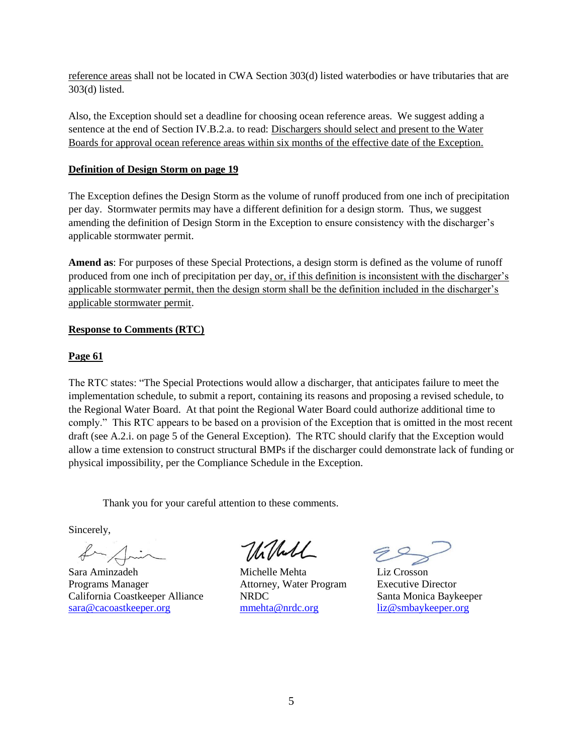reference areas shall not be located in CWA Section 303(d) listed waterbodies or have tributaries that are 303(d) listed.

Also, the Exception should set a deadline for choosing ocean reference areas. We suggest adding a sentence at the end of Section IV.B.2.a. to read: Dischargers should select and present to the Water Boards for approval ocean reference areas within six months of the effective date of the Exception.

**Definition of Design Storm on page 19**

The Exception defines the Design Storm as the volume of runoff produced from one inch of precipitation per day. Stormwater permits may have a different definition for a design storm. Thus, we suggest amending the definition of Design Storm in the Exception to ensure consistency with the discharger's applicable stormwater permit.

**Amend as**: For purposes of these Special Protections, a design storm is defined as the volume of runoff produced from one inch of precipitation per day, or, if this definition is inconsistent with the discharger's applicable stormwater permit, then the design storm shall be the definition included in the discharger's applicable stormwater permit.

**Response to Comments (RTC)**

**Page 61**

The RTC states: "The Special Protections would allow a discharger, that anticipates failure to meet the implementation schedule, to submit a report, containing its reasons and proposing a revised schedule, to the Regional Water Board. At that point the Regional Water Board could authorize additional time to comply." This RTC appears to be based on a provision of the Exception that is omitted in the most recent draft (see A.2.i. on page 5 of the General Exception). The RTC should clarify that the Exception would allow a time extension to construct structural BMPs if the discharger could demonstrate lack of funding or physical impossibility, per the Compliance Schedule in the Exception.

Thank you for your careful attention to these comments.

Sincerely,

Sara Aminzadeh
Programs Manager
California Coastkeeper Alliance
sara@cacoastkeeper.org

Michelle Mehta
Attorney, Water Program
NRDC
mmehta@nrdc.org

Liz Crosson
Executive Director
Santa Monica Baykeeper
liz@smbaykeeper.org